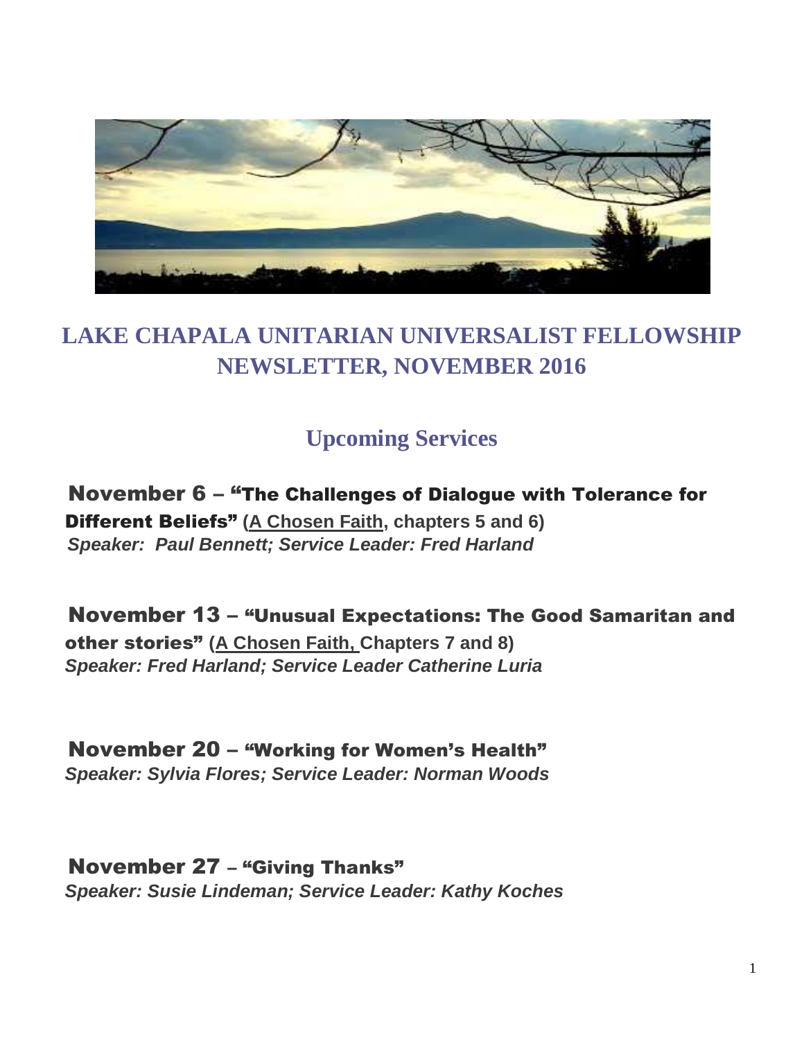# LAKE CHAPALA UNITARIAN UNIVERSALIST FELLOWSHIP NEWSLETTER, NOVEMBER 2016

## Upcoming Services

**November 6 – "The Challenges of Dialogue with Tolerance for Different Beliefs" (A Chosen Faith, chapters 5 and 6)**
***Speaker: Paul Bennett; Service Leader: Fred Harland***

**November 13 – "Unusual Expectations: The Good Samaritan and other stories" (A Chosen Faith, Chapters 7 and 8)**
***Speaker: Fred Harland; Service Leader Catherine Luria***

**November 20 – "Working for Women's Health"**
***Speaker: Sylvia Flores; Service Leader: Norman Woods***

**November 27 – "Giving Thanks"**
***Speaker: Susie Lindeman; Service Leader: Kathy Koches***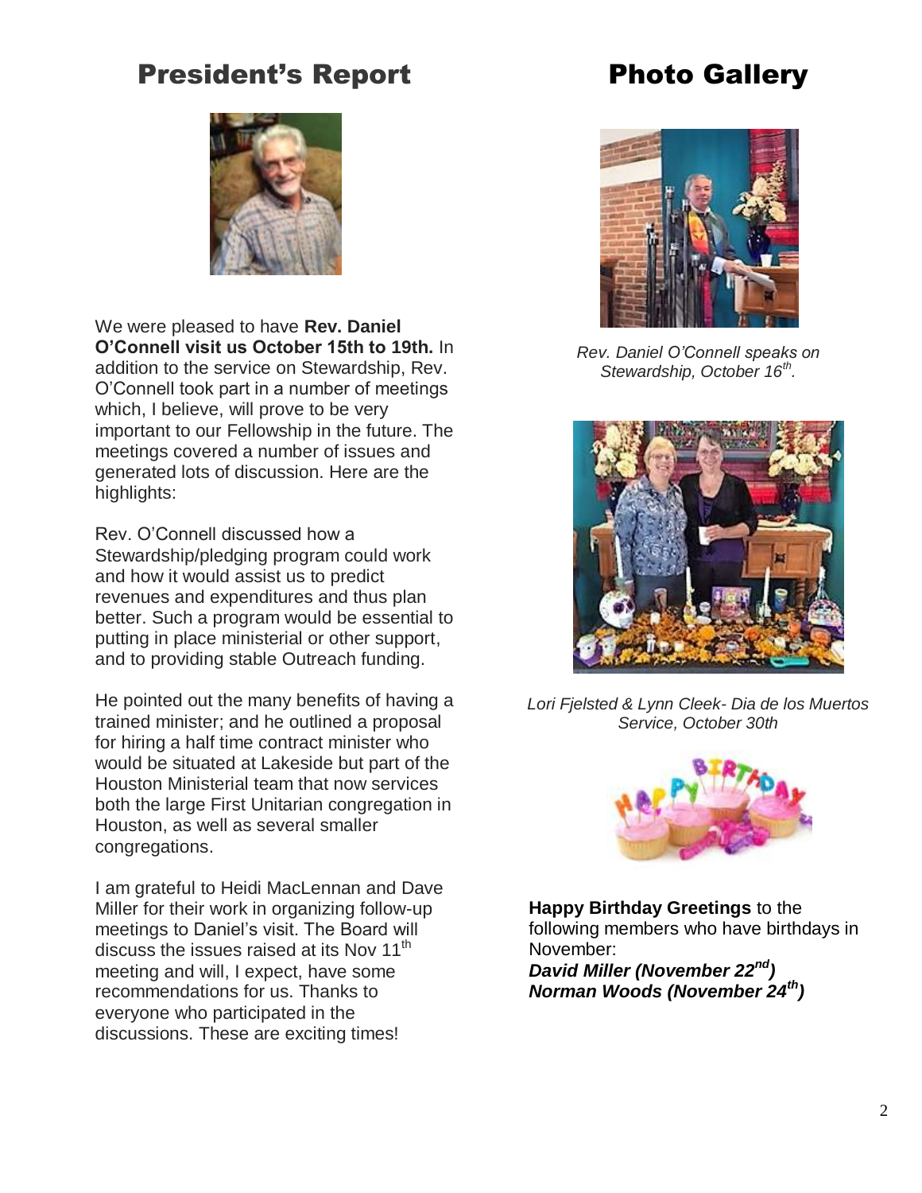## President's Report

We were pleased to have **Rev. Daniel O'Connell visit us October 15th to 19th.** In addition to the service on Stewardship, Rev. O'Connell took part in a number of meetings which, I believe, will prove to be very important to our Fellowship in the future. The meetings covered a number of issues and generated lots of discussion. Here are the highlights:

Rev. O'Connell discussed how a Stewardship/pledging program could work and how it would assist us to predict revenues and expenditures and thus plan better. Such a program would be essential to putting in place ministerial or other support, and to providing stable Outreach funding.

He pointed out the many benefits of having a trained minister; and he outlined a proposal for hiring a half time contract minister who would be situated at Lakeside but part of the Houston Ministerial team that now services both the large First Unitarian congregation in Houston, as well as several smaller congregations.

I am grateful to Heidi MacLennan and Dave Miller for their work in organizing follow-up meetings to Daniel's visit. The Board will discuss the issues raised at its Nov 11th meeting and will, I expect, have some recommendations for us. Thanks to everyone who participated in the discussions. These are exciting times!

## Photo Gallery

*Rev. Daniel O'Connell speaks on Stewardship, October 16th.*

*Lori Fjelsted & Lynn Cleek- Dia de los Muertos Service, October 30th*

**Happy Birthday Greetings** to the following members who have birthdays in November:

***David Miller (November 22nd)***
***Norman Woods (November 24th)***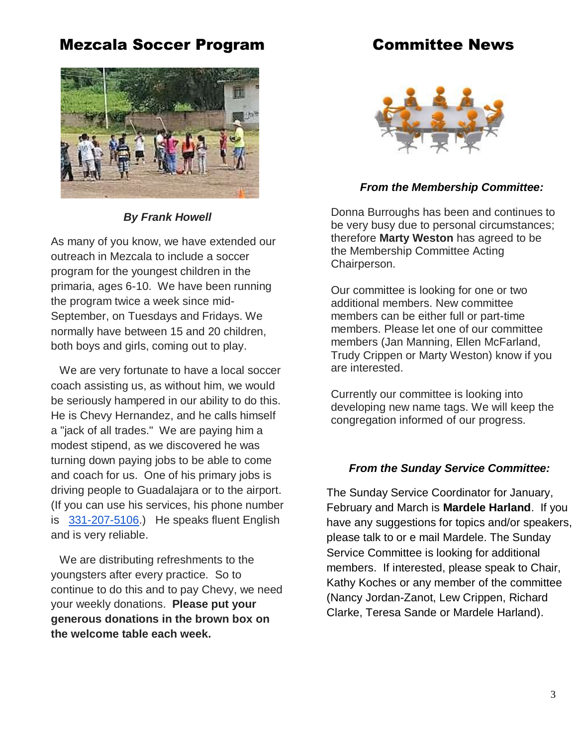## Mezcala Soccer Program

***By Frank Howell***

As many of you know, we have extended our outreach in Mezcala to include a soccer program for the youngest children in the primaria, ages 6-10. We have been running the program twice a week since mid-September, on Tuesdays and Fridays. We normally have between 15 and 20 children, both boys and girls, coming out to play.

We are very fortunate to have a local soccer coach assisting us, as without him, we would be seriously hampered in our ability to do this. He is Chevy Hernandez, and he calls himself a "jack of all trades." We are paying him a modest stipend, as we discovered he was turning down paying jobs to be able to come and coach for us. One of his primary jobs is driving people to Guadalajara or to the airport. (If you can use his services, his phone number is 331-207-5106.) He speaks fluent English and is very reliable.

We are distributing refreshments to the youngsters after every practice. So to continue to do this and to pay Chevy, we need your weekly donations. **Please put your generous donations in the brown box on the welcome table each week.**

## Committee News

***From the Membership Committee:***

Donna Burroughs has been and continues to be very busy due to personal circumstances; therefore **Marty Weston** has agreed to be the Membership Committee Acting Chairperson.

Our committee is looking for one or two additional members. New committee members can be either full or part-time members. Please let one of our committee members (Jan Manning, Ellen McFarland, Trudy Crippen or Marty Weston) know if you are interested.

Currently our committee is looking into developing new name tags. We will keep the congregation informed of our progress.

***From the Sunday Service Committee:***

The Sunday Service Coordinator for January, February and March is **Mardele Harland**. If you have any suggestions for topics and/or speakers, please talk to or e mail Mardele. The Sunday Service Committee is looking for additional members. If interested, please speak to Chair, Kathy Koches or any member of the committee (Nancy Jordan-Zanot, Lew Crippen, Richard Clarke, Teresa Sande or Mardele Harland).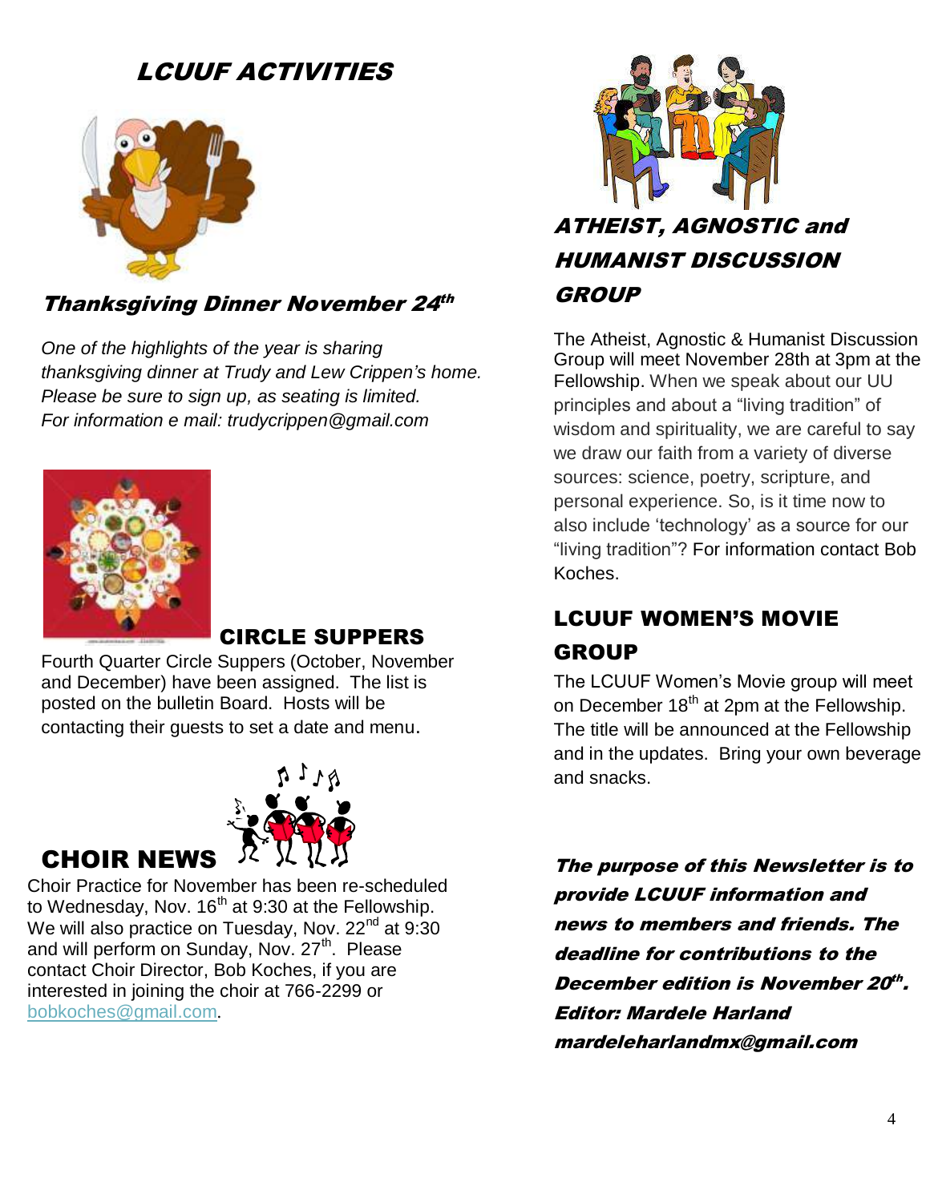# *LCUUF ACTIVITIES*

## *Thanksgiving Dinner November 24th*

*One of the highlights of the year is sharing thanksgiving dinner at Trudy and Lew Crippen's home. Please be sure to sign up, as seating is limited. For information e mail: trudycrippen@gmail.com*

## CIRCLE SUPPERS

Fourth Quarter Circle Suppers (October, November and December) have been assigned. The list is posted on the bulletin Board. Hosts will be contacting their guests to set a date and menu.

## CHOIR NEWS

Choir Practice for November has been re-scheduled to Wednesday, Nov. 16th at 9:30 at the Fellowship. We will also practice on Tuesday, Nov. 22nd at 9:30 and will perform on Sunday, Nov. 27th. Please contact Choir Director, Bob Koches, if you are interested in joining the choir at 766-2299 or bobkoches@gmail.com.

## *ATHEIST, AGNOSTIC and HUMANIST DISCUSSION GROUP*

The Atheist, Agnostic & Humanist Discussion Group will meet November 28th at 3pm at the Fellowship. When we speak about our UU principles and about a "living tradition" of wisdom and spirituality, we are careful to say we draw our faith from a variety of diverse sources: science, poetry, scripture, and personal experience. So, is it time now to also include 'technology' as a source for our "living tradition"? For information contact Bob Koches.

## LCUUF WOMEN'S MOVIE GROUP

The LCUUF Women's Movie group will meet on December 18th at 2pm at the Fellowship. The title will be announced at the Fellowship and in the updates. Bring your own beverage and snacks.

***The purpose of this Newsletter is to provide LCUUF information and news to members and friends. The deadline for contributions to the December edition is November 20th. Editor: Mardele Harland mardeleharlandmx@gmail.com***